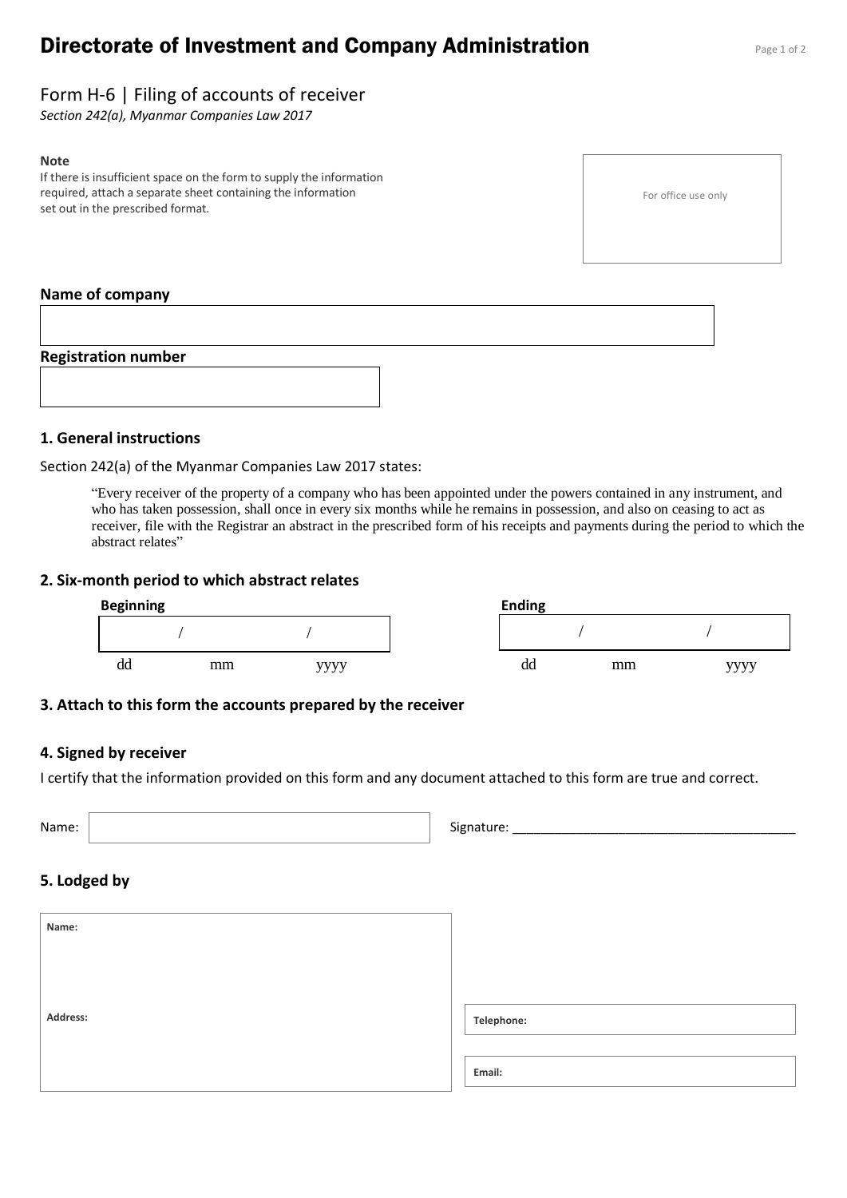# Directorate of Investment and Company Administration

## Form H-6 | Filing of accounts of receiver

*Section 242(a), Myanmar Companies Law 2017*

**Note**

If there is insufficient space on the form to supply the information required, attach a separate sheet containing the information set out in the prescribed format.

For office use only

**Name of company**

**Registration number**

### 1. General instructions

Section 242(a) of the Myanmar Companies Law 2017 states:

> "Every receiver of the property of a company who has been appointed under the powers contained in any instrument, and who has taken possession, shall once in every six months while he remains in possession, and also on ceasing to act as receiver, file with the Registrar an abstract in the prescribed form of his receipts and payments during the period to which the abstract relates"

### 2. Six-month period to which abstract relates

**Beginning**

/ /

dd mm yyyy

**Ending**

/ /

dd mm yyyy

### 3. Attach to this form the accounts prepared by the receiver

### 4. Signed by receiver

I certify that the information provided on this form and any document attached to this form are true and correct.

Name: Signature: ______________________________________

### 5. Lodged by

**Name:**

**Address:**

**Telephone:**

**Email:**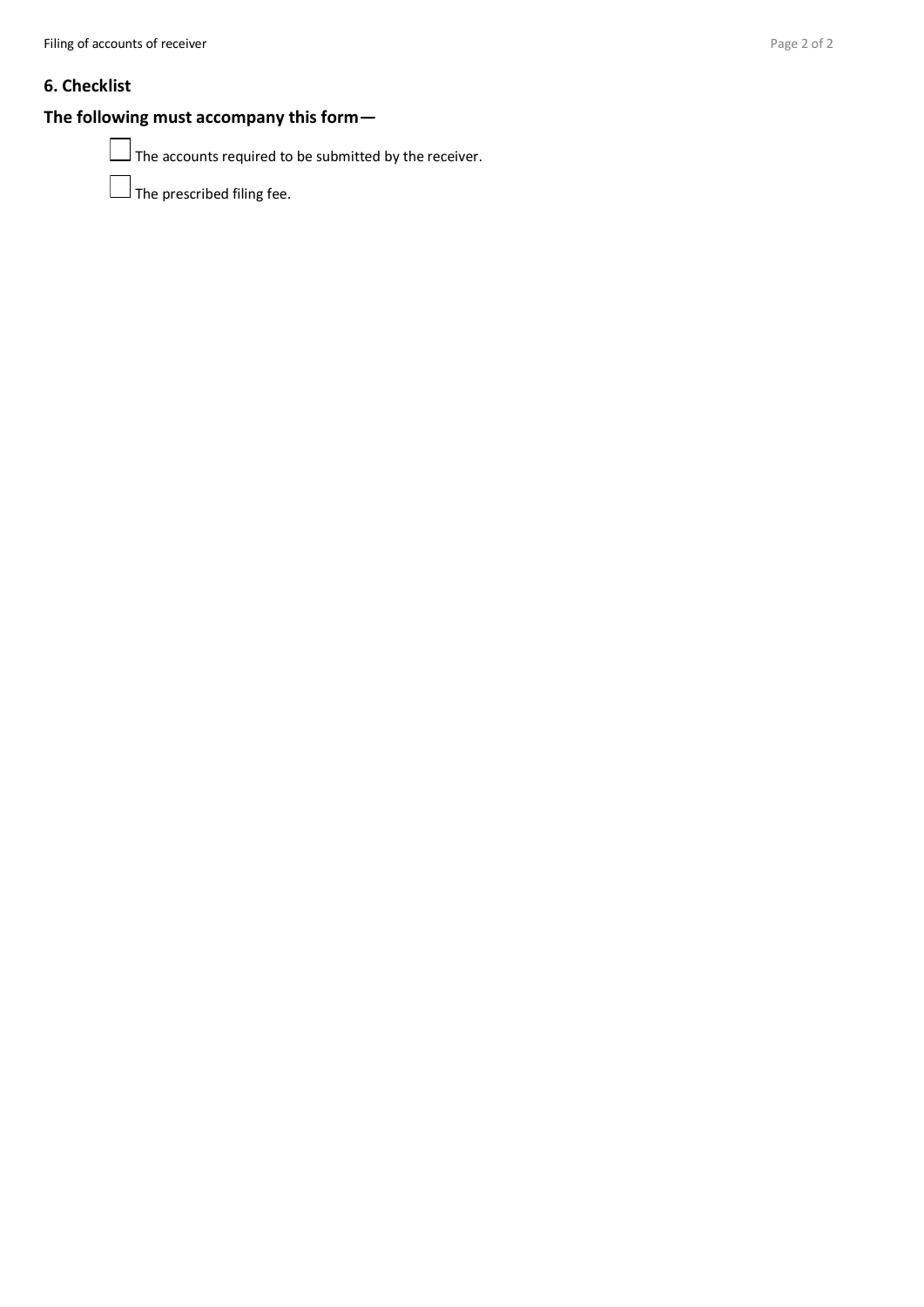## 6. Checklist

## The following must accompany this form—

- [ ] The accounts required to be submitted by the receiver.
- [ ] The prescribed filing fee.